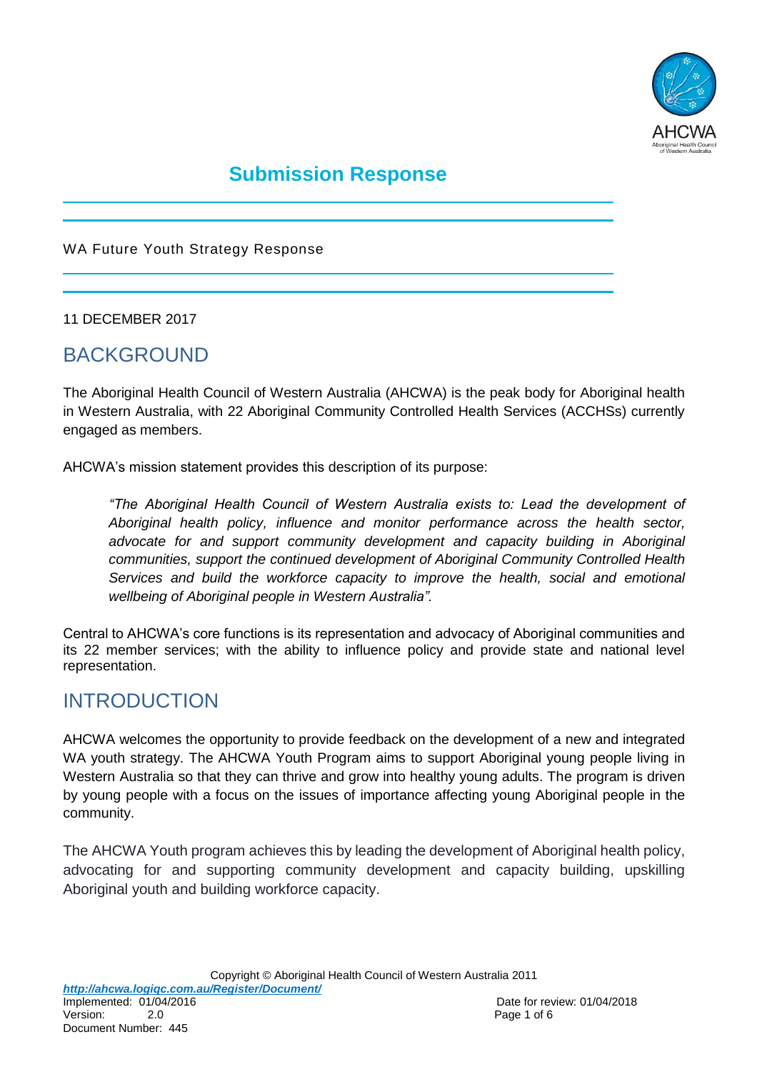# Submission Response

WA Future Youth Strategy Response

11 DECEMBER 2017

## BACKGROUND

The Aboriginal Health Council of Western Australia (AHCWA) is the peak body for Aboriginal health in Western Australia, with 22 Aboriginal Community Controlled Health Services (ACCHSs) currently engaged as members.

AHCWA's mission statement provides this description of its purpose:

> *"The Aboriginal Health Council of Western Australia exists to: Lead the development of Aboriginal health policy, influence and monitor performance across the health sector, advocate for and support community development and capacity building in Aboriginal communities, support the continued development of Aboriginal Community Controlled Health Services and build the workforce capacity to improve the health, social and emotional wellbeing of Aboriginal people in Western Australia".*

Central to AHCWA's core functions is its representation and advocacy of Aboriginal communities and its 22 member services; with the ability to influence policy and provide state and national level representation.

## INTRODUCTION

AHCWA welcomes the opportunity to provide feedback on the development of a new and integrated WA youth strategy. The AHCWA Youth Program aims to support Aboriginal young people living in Western Australia so that they can thrive and grow into healthy young adults. The program is driven by young people with a focus on the issues of importance affecting young Aboriginal people in the community.

The AHCWA Youth program achieves this by leading the development of Aboriginal health policy, advocating for and supporting community development and capacity building, upskilling Aboriginal youth and building workforce capacity.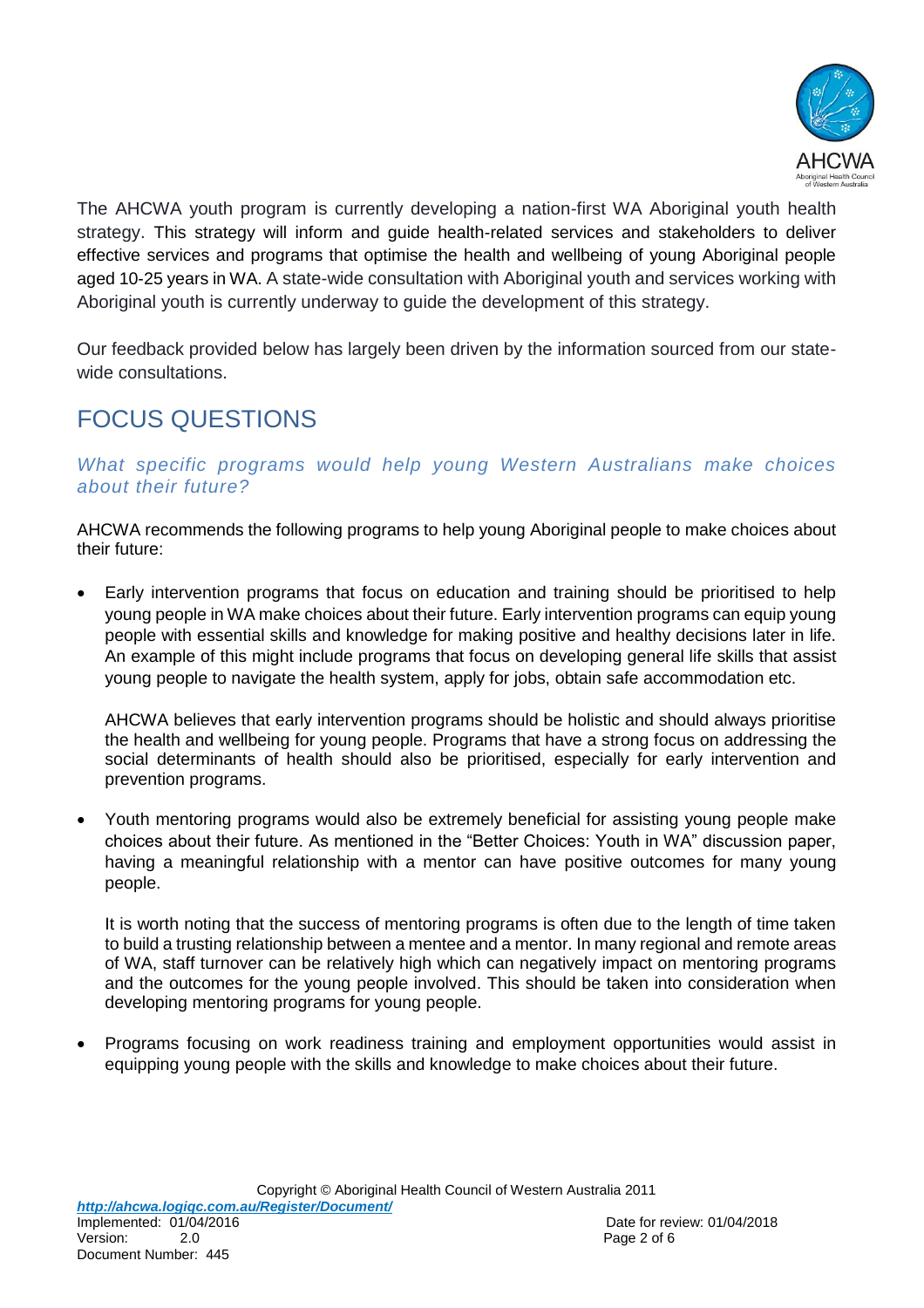The AHCWA youth program is currently developing a nation-first WA Aboriginal youth health strategy. This strategy will inform and guide health-related services and stakeholders to deliver effective services and programs that optimise the health and wellbeing of young Aboriginal people aged 10-25 years in WA. A state-wide consultation with Aboriginal youth and services working with Aboriginal youth is currently underway to guide the development of this strategy.

Our feedback provided below has largely been driven by the information sourced from our state-wide consultations.

## FOCUS QUESTIONS

### *What specific programs would help young Western Australians make choices about their future?*

AHCWA recommends the following programs to help young Aboriginal people to make choices about their future:

- Early intervention programs that focus on education and training should be prioritised to help young people in WA make choices about their future. Early intervention programs can equip young people with essential skills and knowledge for making positive and healthy decisions later in life. An example of this might include programs that focus on developing general life skills that assist young people to navigate the health system, apply for jobs, obtain safe accommodation etc.

  AHCWA believes that early intervention programs should be holistic and should always prioritise the health and wellbeing for young people. Programs that have a strong focus on addressing the social determinants of health should also be prioritised, especially for early intervention and prevention programs.

- Youth mentoring programs would also be extremely beneficial for assisting young people make choices about their future. As mentioned in the "Better Choices: Youth in WA" discussion paper, having a meaningful relationship with a mentor can have positive outcomes for many young people.

  It is worth noting that the success of mentoring programs is often due to the length of time taken to build a trusting relationship between a mentee and a mentor. In many regional and remote areas of WA, staff turnover can be relatively high which can negatively impact on mentoring programs and the outcomes for the young people involved. This should be taken into consideration when developing mentoring programs for young people.

- Programs focusing on work readiness training and employment opportunities would assist in equipping young people with the skills and knowledge to make choices about their future.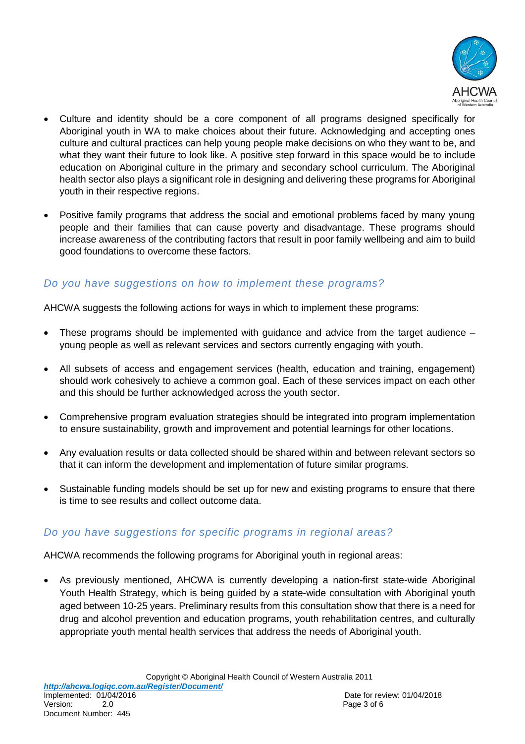- Culture and identity should be a core component of all programs designed specifically for Aboriginal youth in WA to make choices about their future. Acknowledging and accepting ones culture and cultural practices can help young people make decisions on who they want to be, and what they want their future to look like. A positive step forward in this space would be to include education on Aboriginal culture in the primary and secondary school curriculum. The Aboriginal health sector also plays a significant role in designing and delivering these programs for Aboriginal youth in their respective regions.

- Positive family programs that address the social and emotional problems faced by many young people and their families that can cause poverty and disadvantage. These programs should increase awareness of the contributing factors that result in poor family wellbeing and aim to build good foundations to overcome these factors.

### *Do you have suggestions on how to implement these programs?*

AHCWA suggests the following actions for ways in which to implement these programs:

- These programs should be implemented with guidance and advice from the target audience – young people as well as relevant services and sectors currently engaging with youth.

- All subsets of access and engagement services (health, education and training, engagement) should work cohesively to achieve a common goal. Each of these services impact on each other and this should be further acknowledged across the youth sector.

- Comprehensive program evaluation strategies should be integrated into program implementation to ensure sustainability, growth and improvement and potential learnings for other locations.

- Any evaluation results or data collected should be shared within and between relevant sectors so that it can inform the development and implementation of future similar programs.

- Sustainable funding models should be set up for new and existing programs to ensure that there is time to see results and collect outcome data.

### *Do you have suggestions for specific programs in regional areas?*

AHCWA recommends the following programs for Aboriginal youth in regional areas:

- As previously mentioned, AHCWA is currently developing a nation-first state-wide Aboriginal Youth Health Strategy, which is being guided by a state-wide consultation with Aboriginal youth aged between 10-25 years. Preliminary results from this consultation show that there is a need for drug and alcohol prevention and education programs, youth rehabilitation centres, and culturally appropriate youth mental health services that address the needs of Aboriginal youth.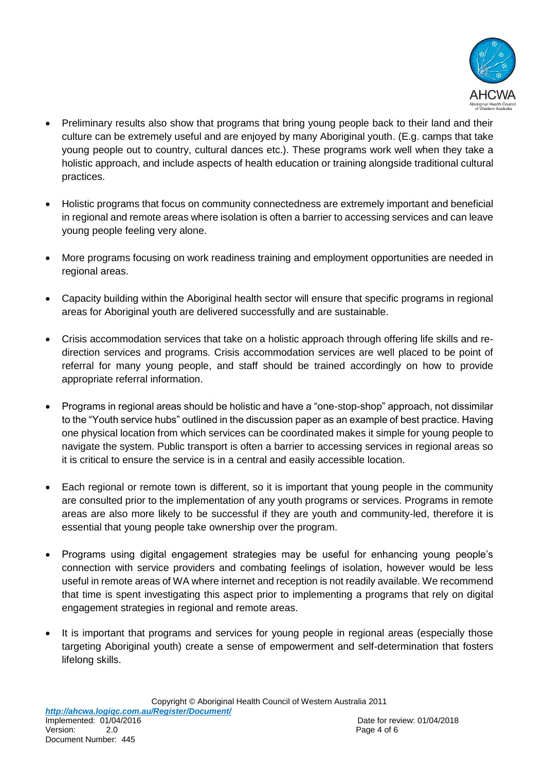- Preliminary results also show that programs that bring young people back to their land and their culture can be extremely useful and are enjoyed by many Aboriginal youth. (E.g. camps that take young people out to country, cultural dances etc.). These programs work well when they take a holistic approach, and include aspects of health education or training alongside traditional cultural practices.

- Holistic programs that focus on community connectedness are extremely important and beneficial in regional and remote areas where isolation is often a barrier to accessing services and can leave young people feeling very alone.

- More programs focusing on work readiness training and employment opportunities are needed in regional areas.

- Capacity building within the Aboriginal health sector will ensure that specific programs in regional areas for Aboriginal youth are delivered successfully and are sustainable.

- Crisis accommodation services that take on a holistic approach through offering life skills and re-direction services and programs. Crisis accommodation services are well placed to be point of referral for many young people, and staff should be trained accordingly on how to provide appropriate referral information.

- Programs in regional areas should be holistic and have a "one-stop-shop" approach, not dissimilar to the "Youth service hubs" outlined in the discussion paper as an example of best practice. Having one physical location from which services can be coordinated makes it simple for young people to navigate the system. Public transport is often a barrier to accessing services in regional areas so it is critical to ensure the service is in a central and easily accessible location.

- Each regional or remote town is different, so it is important that young people in the community are consulted prior to the implementation of any youth programs or services. Programs in remote areas are also more likely to be successful if they are youth and community-led, therefore it is essential that young people take ownership over the program.

- Programs using digital engagement strategies may be useful for enhancing young people's connection with service providers and combating feelings of isolation, however would be less useful in remote areas of WA where internet and reception is not readily available. We recommend that time is spent investigating this aspect prior to implementing a programs that rely on digital engagement strategies in regional and remote areas.

- It is important that programs and services for young people in regional areas (especially those targeting Aboriginal youth) create a sense of empowerment and self-determination that fosters lifelong skills.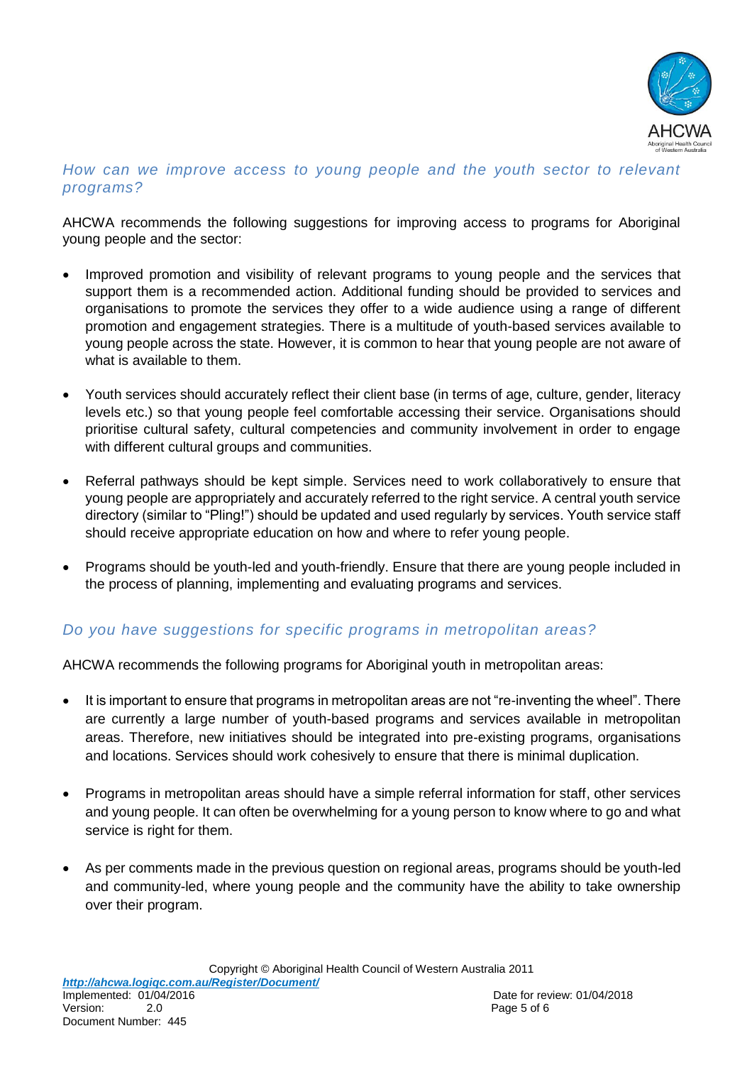### *How can we improve access to young people and the youth sector to relevant programs?*

AHCWA recommends the following suggestions for improving access to programs for Aboriginal young people and the sector:

- Improved promotion and visibility of relevant programs to young people and the services that support them is a recommended action. Additional funding should be provided to services and organisations to promote the services they offer to a wide audience using a range of different promotion and engagement strategies. There is a multitude of youth-based services available to young people across the state. However, it is common to hear that young people are not aware of what is available to them.

- Youth services should accurately reflect their client base (in terms of age, culture, gender, literacy levels etc.) so that young people feel comfortable accessing their service. Organisations should prioritise cultural safety, cultural competencies and community involvement in order to engage with different cultural groups and communities.

- Referral pathways should be kept simple. Services need to work collaboratively to ensure that young people are appropriately and accurately referred to the right service. A central youth service directory (similar to "Pling!") should be updated and used regularly by services. Youth service staff should receive appropriate education on how and where to refer young people.

- Programs should be youth-led and youth-friendly. Ensure that there are young people included in the process of planning, implementing and evaluating programs and services.

### *Do you have suggestions for specific programs in metropolitan areas?*

AHCWA recommends the following programs for Aboriginal youth in metropolitan areas:

- It is important to ensure that programs in metropolitan areas are not "re-inventing the wheel". There are currently a large number of youth-based programs and services available in metropolitan areas. Therefore, new initiatives should be integrated into pre-existing programs, organisations and locations. Services should work cohesively to ensure that there is minimal duplication.

- Programs in metropolitan areas should have a simple referral information for staff, other services and young people. It can often be overwhelming for a young person to know where to go and what service is right for them.

- As per comments made in the previous question on regional areas, programs should be youth-led and community-led, where young people and the community have the ability to take ownership over their program.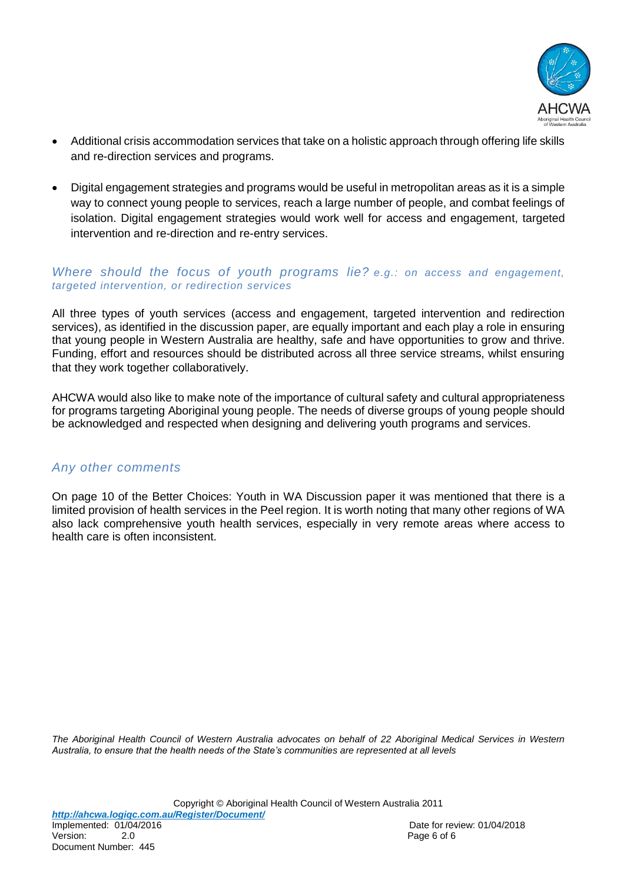- Additional crisis accommodation services that take on a holistic approach through offering life skills and re-direction services and programs.

- Digital engagement strategies and programs would be useful in metropolitan areas as it is a simple way to connect young people to services, reach a large number of people, and combat feelings of isolation. Digital engagement strategies would work well for access and engagement, targeted intervention and re-direction and re-entry services.

### *Where should the focus of youth programs lie? e.g.: on access and engagement, targeted intervention, or redirection services*

All three types of youth services (access and engagement, targeted intervention and redirection services), as identified in the discussion paper, are equally important and each play a role in ensuring that young people in Western Australia are healthy, safe and have opportunities to grow and thrive. Funding, effort and resources should be distributed across all three service streams, whilst ensuring that they work together collaboratively.

AHCWA would also like to make note of the importance of cultural safety and cultural appropriateness for programs targeting Aboriginal young people. The needs of diverse groups of young people should be acknowledged and respected when designing and delivering youth programs and services.

### *Any other comments*

On page 10 of the Better Choices: Youth in WA Discussion paper it was mentioned that there is a limited provision of health services in the Peel region. It is worth noting that many other regions of WA also lack comprehensive youth health services, especially in very remote areas where access to health care is often inconsistent.

*The Aboriginal Health Council of Western Australia advocates on behalf of 22 Aboriginal Medical Services in Western Australia, to ensure that the health needs of the State's communities are represented at all levels*